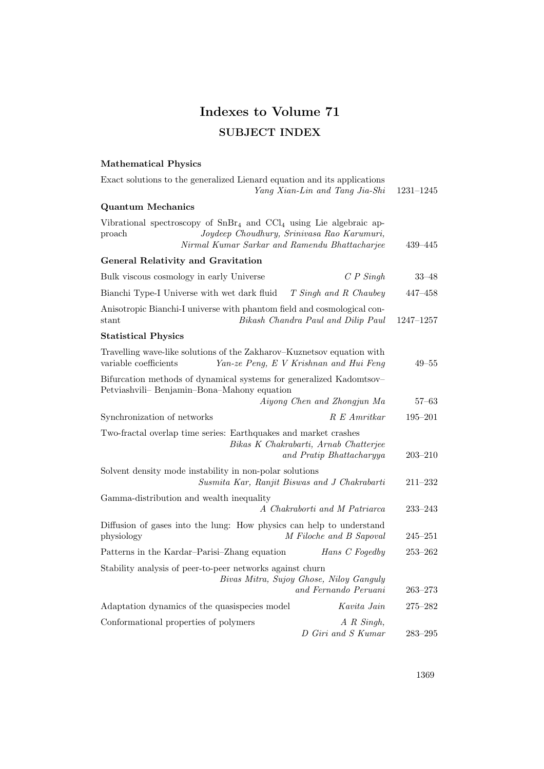# Indexes to Volume 71

## SUBJECT INDEX

### Mathematical Physics

Exact solutions to the generalized Lienard equation and its applications
*Yang Xian-Lin and Tang Jia-Shi* 1231–1245

### Quantum Mechanics

Vibrational spectroscopy of $SnBr_4$ and $CCl_4$ using Lie algebraic approach *Joydeep Choudhury, Srinivasa Rao Karumuri, Nirmal Kumar Sarkar and Ramendu Bhattacharjee* 439–445

### General Relativity and Gravitation

Bulk viscous cosmology in early Universe *C P Singh* 33–48

Bianchi Type-I Universe with wet dark fluid *T Singh and R Chaubey* 447–458

Anisotropic Bianchi-I universe with phantom field and cosmological constant *Bikash Chandra Paul and Dilip Paul* 1247–1257

### Statistical Physics

Travelling wave-like solutions of the Zakharov–Kuznetsov equation with variable coefficients *Yan-ze Peng, E V Krishnan and Hui Feng* 49–55

Bifurcation methods of dynamical systems for generalized Kadomtsov–Petviashvili– Benjamin–Bona–Mahony equation
*Aiyong Chen and Zhongjun Ma* 57–63

Synchronization of networks *R E Amritkar* 195–201

Two-fractal overlap time series: Earthquakes and market crashes
*Bikas K Chakrabarti, Arnab Chatterjee and Pratip Bhattacharyya* 203–210

Solvent density mode instability in non-polar solutions
*Susmita Kar, Ranjit Biswas and J Chakrabarti* 211–232

Gamma-distribution and wealth inequality
*A Chakraborti and M Patriarca* 233–243

Diffusion of gases into the lung: How physics can help to understand physiology *M Filoche and B Sapoval* 245–251

Patterns in the Kardar–Parisi–Zhang equation *Hans C Fogedby* 253–262

Stability analysis of peer-to-peer networks against churn
*Bivas Mitra, Sujoy Ghose, Niloy Ganguly and Fernando Peruani* 263–273

Adaptation dynamics of the quasispecies model *Kavita Jain* 275–282

Conformational properties of polymers *A R Singh, D Giri and S Kumar* 283–295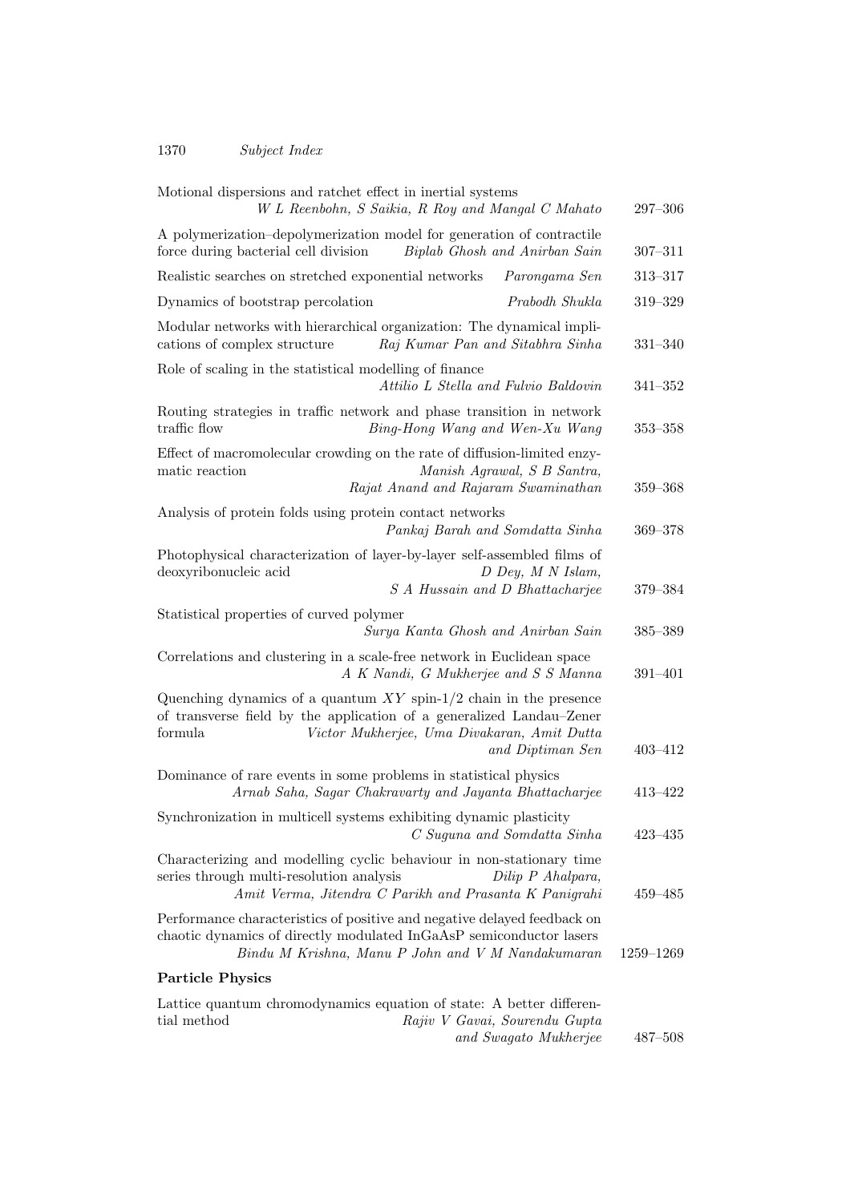Motional dispersions and ratchet effect in inertial systems
*W L Reenbohn, S Saikia, R Roy and Mangal C Mahato* 297–306

A polymerization–depolymerization model for generation of contractile force during bacterial cell division *Biplab Ghosh and Anirban Sain* 307–311

Realistic searches on stretched exponential networks *Parongama Sen* 313–317

Dynamics of bootstrap percolation *Prabodh Shukla* 319–329

Modular networks with hierarchical organization: The dynamical implications of complex structure *Raj Kumar Pan and Sitabhra Sinha* 331–340

Role of scaling in the statistical modelling of finance
*Attilio L Stella and Fulvio Baldovin* 341–352

Routing strategies in traffic network and phase transition in network traffic flow *Bing-Hong Wang and Wen-Xu Wang* 353–358

Effect of macromolecular crowding on the rate of diffusion-limited enzymatic reaction *Manish Agrawal, S B Santra, Rajat Anand and Rajaram Swaminathan* 359–368

Analysis of protein folds using protein contact networks
*Pankaj Barah and Somdatta Sinha* 369–378

Photophysical characterization of layer-by-layer self-assembled films of deoxyribonucleic acid *D Dey, M N Islam, S A Hussain and D Bhattacharjee* 379–384

Statistical properties of curved polymer
*Surya Kanta Ghosh and Anirban Sain* 385–389

Correlations and clustering in a scale-free network in Euclidean space
*A K Nandi, G Mukherjee and S S Manna* 391–401

Quenching dynamics of a quantum $XY$ spin-1/2 chain in the presence of transverse field by the application of a generalized Landau–Zener formula *Victor Mukherjee, Uma Divakaran, Amit Dutta and Diptiman Sen* 403–412

Dominance of rare events in some problems in statistical physics
*Arnab Saha, Sagar Chakravarty and Jayanta Bhattacharjee* 413–422

Synchronization in multicell systems exhibiting dynamic plasticity
*C Suguna and Somdatta Sinha* 423–435

Characterizing and modelling cyclic behaviour in non-stationary time series through multi-resolution analysis *Dilip P Ahalpara, Amit Verma, Jitendra C Parikh and Prasanta K Panigrahi* 459–485

Performance characteristics of positive and negative delayed feedback on chaotic dynamics of directly modulated InGaAsP semiconductor lasers
*Bindu M Krishna, Manu P John and V M Nandakumaran* 1259–1269

**Particle Physics**

Lattice quantum chromodynamics equation of state: A better differential method *Rajiv V Gavai, Sourendu Gupta and Swagato Mukherjee* 487–508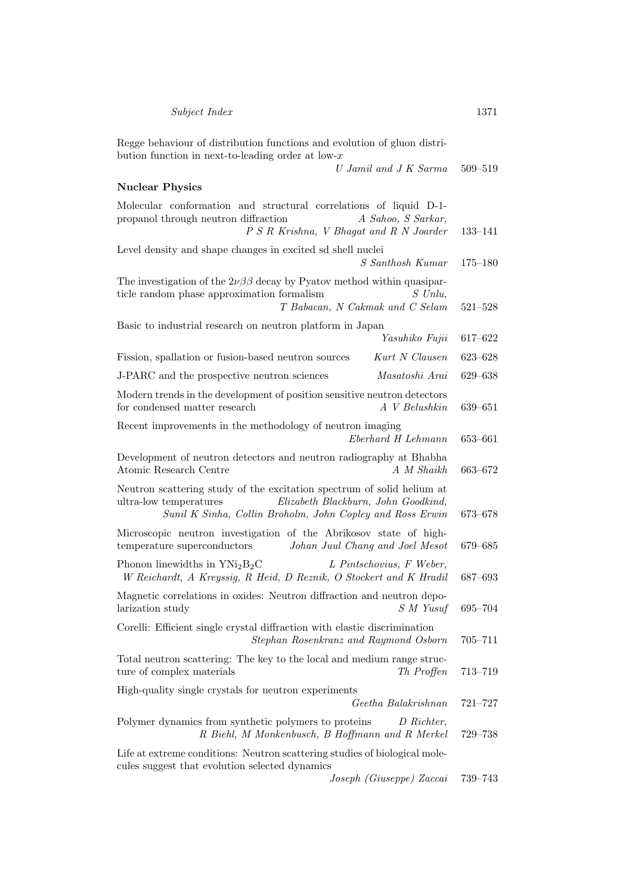Regge behaviour of distribution functions and evolution of gluon distribution function in next-to-leading order at low-$x$
*U Jamil and J K Sarma* 509–519

## Nuclear Physics

Molecular conformation and structural correlations of liquid D-1-propanol through neutron diffraction *A Sahoo, S Sarkar, P S R Krishna, V Bhagat and R N Joarder* 133–141

Level density and shape changes in excited sd shell nuclei
*S Santhosh Kumar* 175–180

The investigation of the $2\nu\beta\beta$ decay by Pyatov method within quasiparticle random phase approximation formalism *S Unlu, T Babacan, N Cakmak and C Selam* 521–528

Basic to industrial research on neutron platform in Japan
*Yasuhiko Fujii* 617–622

Fission, spallation or fusion-based neutron sources *Kurt N Clausen* 623–628

J-PARC and the prospective neutron sciences *Masatoshi Arai* 629–638

Modern trends in the development of position sensitive neutron detectors for condensed matter research *A V Belushkin* 639–651

Recent improvements in the methodology of neutron imaging
*Eberhard H Lehmann* 653–661

Development of neutron detectors and neutron radiography at Bhabha Atomic Research Centre *A M Shaikh* 663–672

Neutron scattering study of the excitation spectrum of solid helium at ultra-low temperatures *Elizabeth Blackburn, John Goodkind, Sunil K Sinha, Collin Broholm, John Copley and Ross Erwin* 673–678

Microscopic neutron investigation of the Abrikosov state of high-temperature superconductors *Johan Juul Chang and Joel Mesot* 679–685

Phonon linewidths in $YNi_2B_2C$ *L Pintschovius, F Weber, W Reichardt, A Kreyssig, R Heid, D Reznik, O Stockert and K Hradil* 687–693

Magnetic correlations in oxides: Neutron diffraction and neutron depolarization study *S M Yusuf* 695–704

Corelli: Efficient single crystal diffraction with elastic discrimination
*Stephan Rosenkranz and Raymond Osborn* 705–711

Total neutron scattering: The key to the local and medium range structure of complex materials *Th Proffen* 713–719

High-quality single crystals for neutron experiments
*Geetha Balakrishnan* 721–727

Polymer dynamics from synthetic polymers to proteins *D Richter, R Biehl, M Monkenbusch, B Hoffmann and R Merkel* 729–738

Life at extreme conditions: Neutron scattering studies of biological molecules suggest that evolution selected dynamics
*Joseph (Giuseppe) Zaccai* 739–743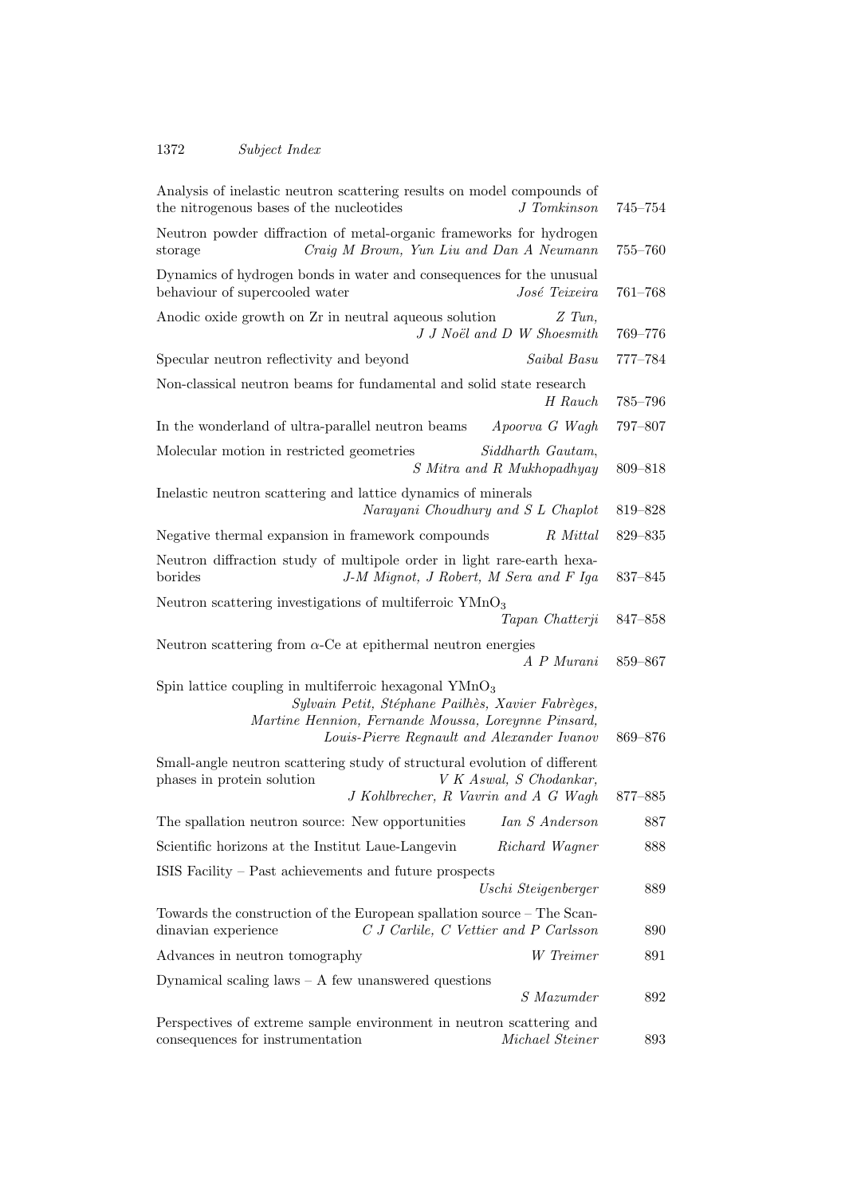| | | |
|---|---|---|
| Analysis of inelastic neutron scattering results on model compounds of the nitrogenous bases of the nucleotides | *J Tomkinson* | 745–754 |
| Neutron powder diffraction of metal-organic frameworks for hydrogen storage | *Craig M Brown, Yun Liu and Dan A Neumann* | 755–760 |
| Dynamics of hydrogen bonds in water and consequences for the unusual behaviour of supercooled water | *José Teixeira* | 761–768 |
| Anodic oxide growth on Zr in neutral aqueous solution | *Z Tun, J J Noël and D W Shoesmith* | 769–776 |
| Specular neutron reflectivity and beyond | *Saibal Basu* | 777–784 |
| Non-classical neutron beams for fundamental and solid state research | *H Rauch* | 785–796 |
| In the wonderland of ultra-parallel neutron beams | *Apoorva G Wagh* | 797–807 |
| Molecular motion in restricted geometries | *Siddharth Gautam, S Mitra and R Mukhopadhyay* | 809–818 |
| Inelastic neutron scattering and lattice dynamics of minerals | *Narayani Choudhury and S L Chaplot* | 819–828 |
| Negative thermal expansion in framework compounds | *R Mittal* | 829–835 |
| Neutron diffraction study of multipole order in light rare-earth hexaborides | *J-M Mignot, J Robert, M Sera and F Iga* | 837–845 |
| Neutron scattering investigations of multiferroic $YMnO_3$ | *Tapan Chatterji* | 847–858 |
| Neutron scattering from $\alpha$-Ce at epithermal neutron energies | *A P Murani* | 859–867 |
| Spin lattice coupling in multiferroic hexagonal $YMnO_3$ | *Sylvain Petit, Stéphane Pailhès, Xavier Fabrèges, Martine Hennion, Fernande Moussa, Loreynne Pinsard, Louis-Pierre Regnault and Alexander Ivanov* | 869–876 |
| Small-angle neutron scattering study of structural evolution of different phases in protein solution | *V K Aswal, S Chodankar, J Kohlbrecher, R Vavrin and A G Wagh* | 877–885 |
| The spallation neutron source: New opportunities | *Ian S Anderson* | 887 |
| Scientific horizons at the Institut Laue-Langevin | *Richard Wagner* | 888 |
| ISIS Facility – Past achievements and future prospects | *Uschi Steigenberger* | 889 |
| Towards the construction of the European spallation source – The Scandinavian experience | *C J Carlile, C Vettier and P Carlsson* | 890 |
| Advances in neutron tomography | *W Treimer* | 891 |
| Dynamical scaling laws – A few unanswered questions | *S Mazumder* | 892 |
| Perspectives of extreme sample environment in neutron scattering and consequences for instrumentation | *Michael Steiner* | 893 |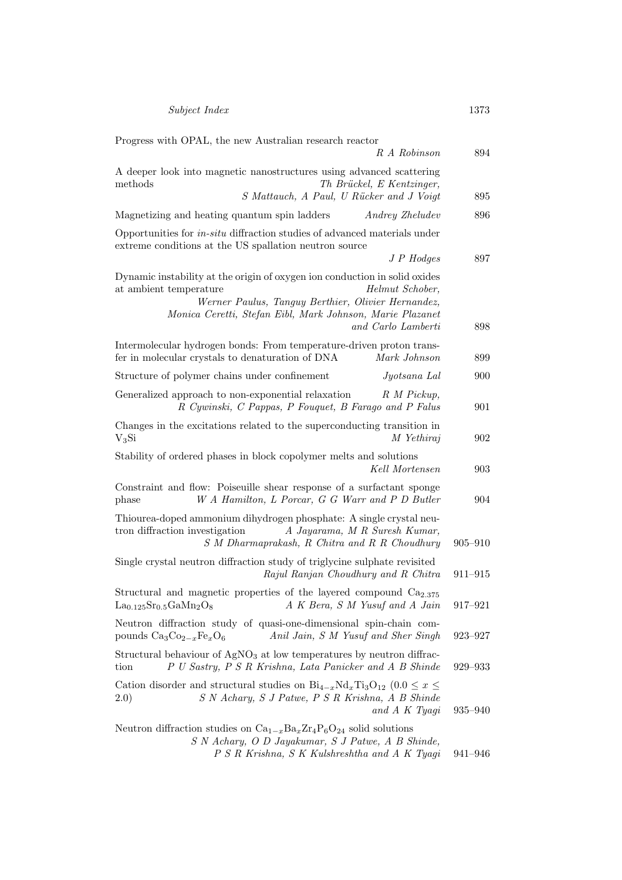Progress with OPAL, the new Australian research reactor
*R A Robinson* 894

A deeper look into magnetic nanostructures using advanced scattering methods *Th Brückel, E Kentzinger, S Mattauch, A Paul, U Rücker and J Voigt* 895

Magnetizing and heating quantum spin ladders *Andrey Zheludev* 896

Opportunities for *in-situ* diffraction studies of advanced materials under extreme conditions at the US spallation neutron source
*J P Hodges* 897

Dynamic instability at the origin of oxygen ion conduction in solid oxides at ambient temperature *Helmut Schober, Werner Paulus, Tanguy Berthier, Olivier Hernandez, Monica Ceretti, Stefan Eibl, Mark Johnson, Marie Plazanet and Carlo Lamberti* 898

Intermolecular hydrogen bonds: From temperature-driven proton transfer in molecular crystals to denaturation of DNA *Mark Johnson* 899

Structure of polymer chains under confinement *Jyotsana Lal* 900

Generalized approach to non-exponential relaxation *R M Pickup, R Cywinski, C Pappas, P Fouquet, B Farago and P Falus* 901

Changes in the excitations related to the superconducting transition in $V_3Si$ *M Yethiraj* 902

Stability of ordered phases in block copolymer melts and solutions
*Kell Mortensen* 903

Constraint and flow: Poiseuille shear response of a surfactant sponge phase *W A Hamilton, L Porcar, G G Warr and P D Butler* 904

Thiourea-doped ammonium dihydrogen phosphate: A single crystal neutron diffraction investigation *A Jayarama, M R Suresh Kumar, S M Dharmaprakash, R Chitra and R R Choudhury* 905–910

Single crystal neutron diffraction study of triglycine sulphate revisited
*Rajul Ranjan Choudhury and R Chitra* 911–915

Structural and magnetic properties of the layered compound $Ca_{2.375}La_{0.125}Sr_{0.5}GaMn_2O_8$ *A K Bera, S M Yusuf and A Jain* 917–921

Neutron diffraction study of quasi-one-dimensional spin-chain compounds $Ca_3Co_{2-x}Fe_xO_6$ *Anil Jain, S M Yusuf and Sher Singh* 923–927

Structural behaviour of $AgNO_3$ at low temperatures by neutron diffraction *P U Sastry, P S R Krishna, Lata Panicker and A B Shinde* 929–933

Cation disorder and structural studies on $Bi_{4-x}Nd_xTi_3O_{12}$ ($0.0 \leq x \leq 2.0$) *S N Achary, S J Patwe, P S R Krishna, A B Shinde and A K Tyagi* 935–940

Neutron diffraction studies on $Ca_{1-x}Ba_xZr_4P_6O_{24}$ solid solutions
*S N Achary, O D Jayakumar, S J Patwe, A B Shinde, P S R Krishna, S K Kulshreshtha and A K Tyagi* 941–946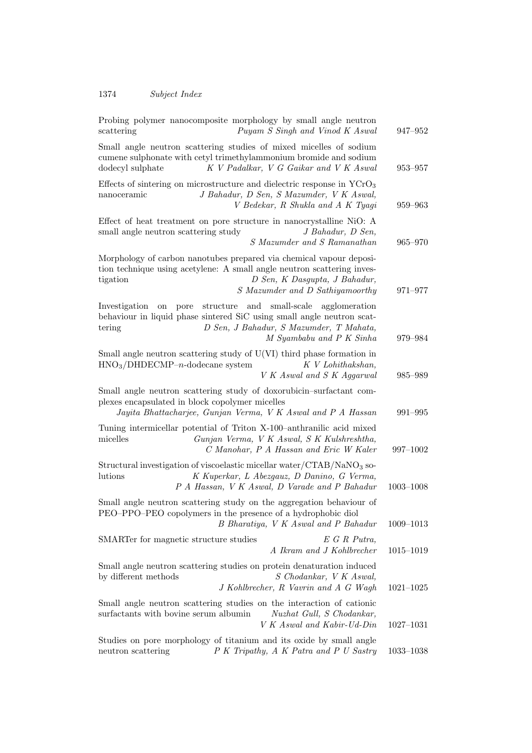Probing polymer nanocomposite morphology by small angle neutron scattering *Puyam S Singh and Vinod K Aswal* 947–952

Small angle neutron scattering studies of mixed micelles of sodium cumene sulphonate with cetyl trimethylammonium bromide and sodium dodecyl sulphate *K V Padalkar, V G Gaikar and V K Aswal* 953–957

Effects of sintering on microstructure and dielectric response in $YCrO_3$ nanoceramic *J Bahadur, D Sen, S Mazumder, V K Aswal, V Bedekar, R Shukla and A K Tyagi* 959–963

Effect of heat treatment on pore structure in nanocrystalline NiO: A small angle neutron scattering study *J Bahadur, D Sen, S Mazumder and S Ramanathan* 965–970

Morphology of carbon nanotubes prepared via chemical vapour deposition technique using acetylene: A small angle neutron scattering investigation *D Sen, K Dasgupta, J Bahadur, S Mazumder and D Sathiyamoorthy* 971–977

Investigation on pore structure and small-scale agglomeration behaviour in liquid phase sintered SiC using small angle neutron scattering *D Sen, J Bahadur, S Mazumder, T Mahata, M Syambabu and P K Sinha* 979–984

Small angle neutron scattering study of U(VI) third phase formation in $HNO_3$/DHDECMP–$n$-dodecane system *K V Lohithakshan, V K Aswal and S K Aggarwal* 985–989

Small angle neutron scattering study of doxorubicin–surfactant complexes encapsulated in block copolymer micelles *Jayita Bhattacharjee, Gunjan Verma, V K Aswal and P A Hassan* 991–995

Tuning intermicellar potential of Triton X-100–anthranilic acid mixed micelles *Gunjan Verma, V K Aswal, S K Kulshreshtha, C Manohar, P A Hassan and Eric W Kaler* 997–1002

Structural investigation of viscoelastic micellar water/CTAB/$NaNO_3$ solutions *K Kuperkar, L Abezgauz, D Danino, G Verma, P A Hassan, V K Aswal, D Varade and P Bahadur* 1003–1008

Small angle neutron scattering study on the aggregation behaviour of PEO–PPO–PEO copolymers in the presence of a hydrophobic diol *B Bharatiya, V K Aswal and P Bahadur* 1009–1013

SMARTer for magnetic structure studies *E G R Putra, A Ikram and J Kohlbrecher* 1015–1019

Small angle neutron scattering studies on protein denaturation induced by different methods *S Chodankar, V K Aswal, J Kohlbrecher, R Vavrin and A G Wagh* 1021–1025

Small angle neutron scattering studies on the interaction of cationic surfactants with bovine serum albumin *Nuzhat Gull, S Chodankar, V K Aswal and Kabir-Ud-Din* 1027–1031

Studies on pore morphology of titanium and its oxide by small angle neutron scattering *P K Tripathy, A K Patra and P U Sastry* 1033–1038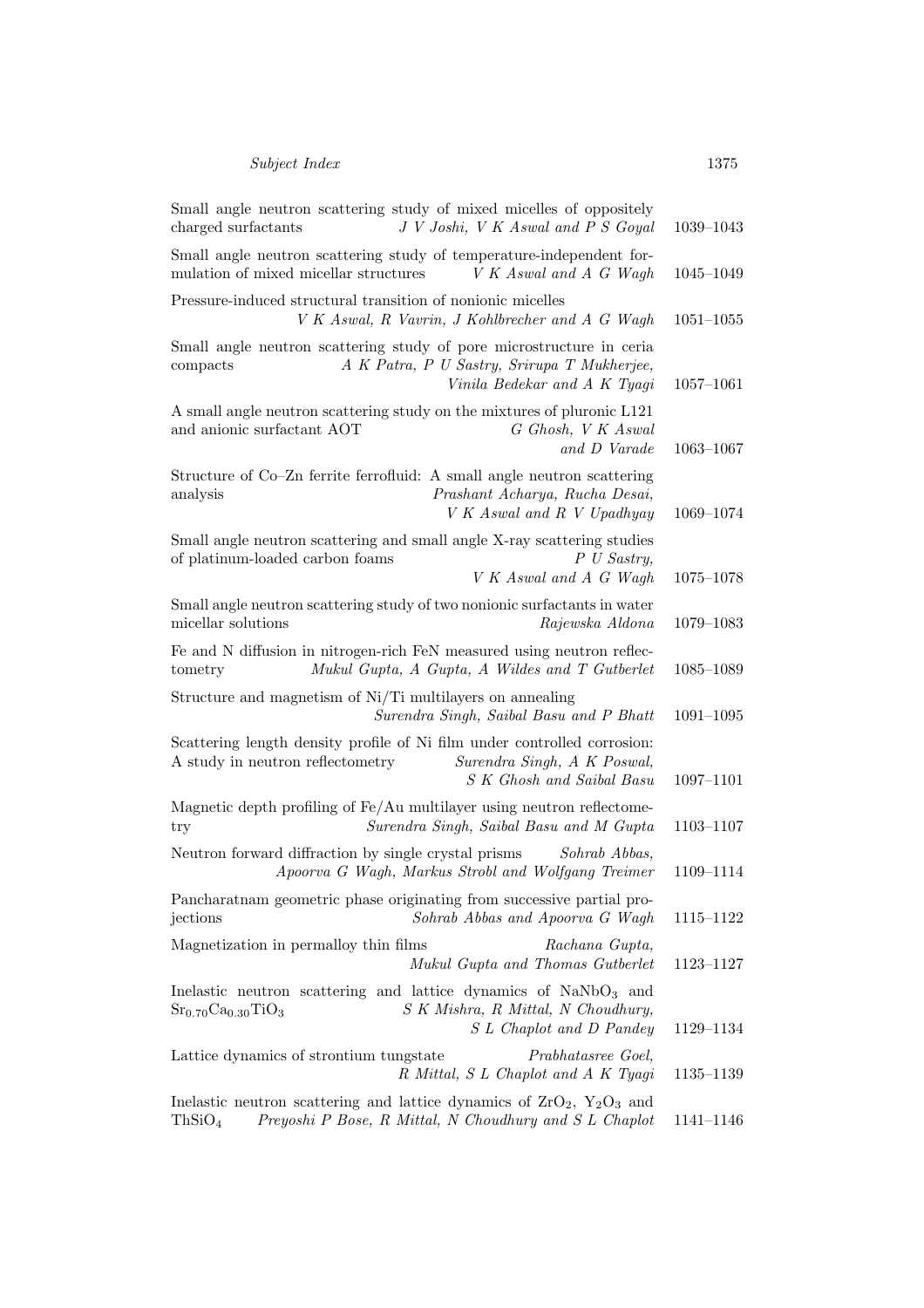Small angle neutron scattering study of mixed micelles of oppositely charged surfactants *J V Joshi, V K Aswal and P S Goyal* 1039–1043

Small angle neutron scattering study of temperature-independent formulation of mixed micellar structures *V K Aswal and A G Wagh* 1045–1049

Pressure-induced structural transition of nonionic micelles *V K Aswal, R Vavrin, J Kohlbrecher and A G Wagh* 1051–1055

Small angle neutron scattering study of pore microstructure in ceria compacts *A K Patra, P U Sastry, Srirupa T Mukherjee, Vinila Bedekar and A K Tyagi* 1057–1061

A small angle neutron scattering study on the mixtures of pluronic L121 and anionic surfactant AOT *G Ghosh, V K Aswal and D Varade* 1063–1067

Structure of Co–Zn ferrite ferrofluid: A small angle neutron scattering analysis *Prashant Acharya, Rucha Desai, V K Aswal and R V Upadhyay* 1069–1074

Small angle neutron scattering and small angle X-ray scattering studies of platinum-loaded carbon foams *P U Sastry, V K Aswal and A G Wagh* 1075–1078

Small angle neutron scattering study of two nonionic surfactants in water micellar solutions *Rajewska Aldona* 1079–1083

Fe and N diffusion in nitrogen-rich FeN measured using neutron reflectometry *Mukul Gupta, A Gupta, A Wildes and T Gutberlet* 1085–1089

Structure and magnetism of Ni/Ti multilayers on annealing *Surendra Singh, Saibal Basu and P Bhatt* 1091–1095

Scattering length density profile of Ni film under controlled corrosion: A study in neutron reflectometry *Surendra Singh, A K Poswal, S K Ghosh and Saibal Basu* 1097–1101

Magnetic depth profiling of Fe/Au multilayer using neutron reflectometry *Surendra Singh, Saibal Basu and M Gupta* 1103–1107

Neutron forward diffraction by single crystal prisms *Sohrab Abbas, Apoorva G Wagh, Markus Strobl and Wolfgang Treimer* 1109–1114

Pancharatnam geometric phase originating from successive partial projections *Sohrab Abbas and Apoorva G Wagh* 1115–1122

Magnetization in permalloy thin films *Rachana Gupta, Mukul Gupta and Thomas Gutberlet* 1123–1127

Inelastic neutron scattering and lattice dynamics of $NaNbO_3$ and $Sr_{0.70}Ca_{0.30}TiO_3$ *S K Mishra, R Mittal, N Choudhury, S L Chaplot and D Pandey* 1129–1134

Lattice dynamics of strontium tungstate *Prabhatasree Goel, R Mittal, S L Chaplot and A K Tyagi* 1135–1139

Inelastic neutron scattering and lattice dynamics of $ZrO_2$, $Y_2O_3$ and $ThSiO_4$ *Preyoshi P Bose, R Mittal, N Choudhury and S L Chaplot* 1141–1146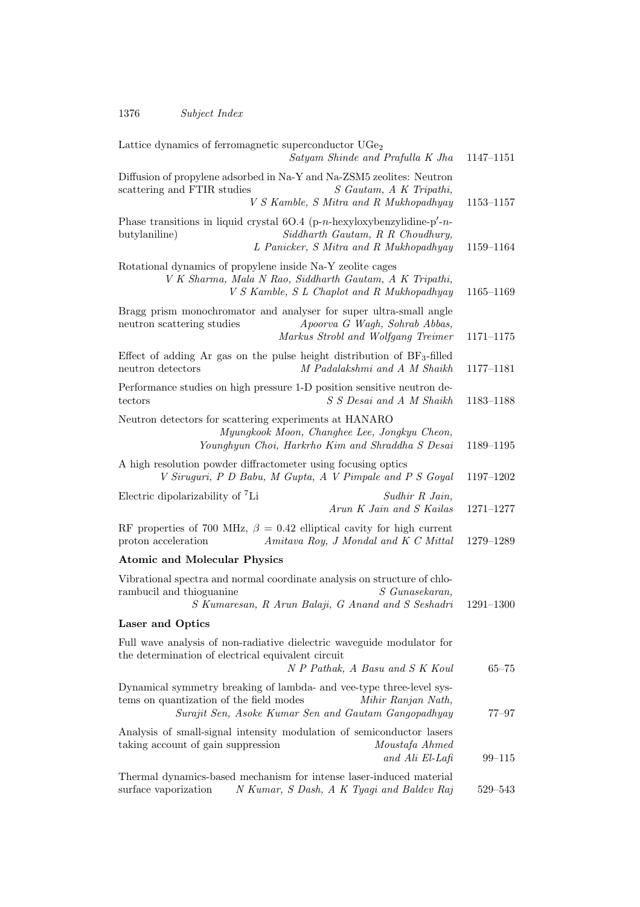Lattice dynamics of ferromagnetic superconductor $UGe_2$
*Satyam Shinde and Prafulla K Jha* 1147–1151

Diffusion of propylene adsorbed in Na-Y and Na-ZSM5 zeolites: Neutron scattering and FTIR studies *S Gautam, A K Tripathi, V S Kamble, S Mitra and R Mukhopadhyay* 1153–1157

Phase transitions in liquid crystal 6O.4 (p-$n$-hexyloxybenzylidine-p$'$-$n$-butylaniline) *Siddharth Gautam, R R Choudhury, L Panicker, S Mitra and R Mukhopadhyay* 1159–1164

Rotational dynamics of propylene inside Na-Y zeolite cages
*V K Sharma, Mala N Rao, Siddharth Gautam, A K Tripathi, V S Kamble, S L Chaplot and R Mukhopadhyay* 1165–1169

Bragg prism monochromator and analyser for super ultra-small angle neutron scattering studies *Apoorva G Wagh, Sohrab Abbas, Markus Strobl and Wolfgang Treimer* 1171–1175

Effect of adding Ar gas on the pulse height distribution of $BF_3$-filled neutron detectors *M Padalakshmi and A M Shaikh* 1177–1181

Performance studies on high pressure 1-D position sensitive neutron detectors *S S Desai and A M Shaikh* 1183–1188

Neutron detectors for scattering experiments at HANARO
*Myungkook Moon, Changhee Lee, Jongkyu Cheon, Younghyun Choi, Harkrho Kim and Shraddha S Desai* 1189–1195

A high resolution powder diffractometer using focusing optics
*V Siruguri, P D Babu, M Gupta, A V Pimpale and P S Goyal* 1197–1202

Electric dipolarizability of $^7$Li *Sudhir R Jain, Arun K Jain and S Kailas* 1271–1277

RF properties of 700 MHz, $\beta = 0.42$ elliptical cavity for high current proton acceleration *Amitava Roy, J Mondal and K C Mittal* 1279–1289

**Atomic and Molecular Physics**

Vibrational spectra and normal coordinate analysis on structure of chlorambucil and thioguanine *S Gunasekaran, S Kumaresan, R Arun Balaji, G Anand and S Seshadri* 1291–1300

**Laser and Optics**

Full wave analysis of non-radiative dielectric waveguide modulator for the determination of electrical equivalent circuit
*N P Pathak, A Basu and S K Koul* 65–75

Dynamical symmetry breaking of lambda- and vee-type three-level systems on quantization of the field modes *Mihir Ranjan Nath, Surajit Sen, Asoke Kumar Sen and Gautam Gangopadhyay* 77–97

Analysis of small-signal intensity modulation of semiconductor lasers taking account of gain suppression *Moustafa Ahmed and Ali El-Lafi* 99–115

Thermal dynamics-based mechanism for intense laser-induced material surface vaporization *N Kumar, S Dash, A K Tyagi and Baldev Raj* 529–543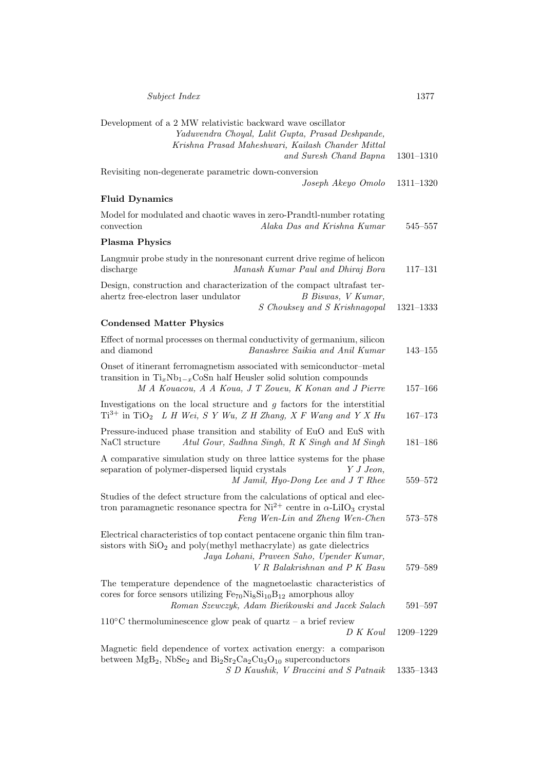Development of a 2 MW relativistic backward wave oscillator
*Yaduvendra Choyal, Lalit Gupta, Prasad Deshpande, Krishna Prasad Maheshwari, Kailash Chander Mittal and Suresh Chand Bapna* 1301–1310

Revisiting non-degenerate parametric down-conversion
*Joseph Akeyo Omolo* 1311–1320

### Fluid Dynamics

Model for modulated and chaotic waves in zero-Prandtl-number rotating convection *Alaka Das and Krishna Kumar* 545–557

### Plasma Physics

Langmuir probe study in the nonresonant current drive regime of helicon discharge *Manash Kumar Paul and Dhiraj Bora* 117–131

Design, construction and characterization of the compact ultrafast terahertz free-electron laser undulator *B Biswas, V Kumar, S Chouksey and S Krishnagopal* 1321–1333

### Condensed Matter Physics

Effect of normal processes on thermal conductivity of germanium, silicon and diamond *Banashree Saikia and Anil Kumar* 143–155

Onset of itinerant ferromagnetism associated with semiconductor–metal transition in $Ti_xNb_{1-x}CoSn$ half Heusler solid solution compounds
*M A Kouacou, A A Koua, J T Zoueu, K Konan and J Pierre* 157–166

Investigations on the local structure and $g$ factors for the interstitial $Ti^{3+}$ in $TiO_2$ *L H Wei, S Y Wu, Z H Zhang, X F Wang and Y X Hu* 167–173

Pressure-induced phase transition and stability of EuO and EuS with NaCl structure *Atul Gour, Sadhna Singh, R K Singh and M Singh* 181–186

A comparative simulation study on three lattice systems for the phase separation of polymer-dispersed liquid crystals *Y J Jeon, M Jamil, Hyo-Dong Lee and J T Rhee* 559–572

Studies of the defect structure from the calculations of optical and electron paramagnetic resonance spectra for $Ni^{2+}$ centre in $\alpha$-$LiIO_3$ crystal
*Feng Wen-Lin and Zheng Wen-Chen* 573–578

Electrical characteristics of top contact pentacene organic thin film transistors with $SiO_2$ and poly(methyl methacrylate) as gate dielectrics
*Jaya Lohani, Praveen Saho, Upender Kumar, V R Balakrishnan and P K Basu* 579–589

The temperature dependence of the magnetoelastic characteristics of cores for force sensors utilizing $Fe_{70}Ni_8Si_{10}B_{12}$ amorphous alloy
*Roman Szewczyk, Adam Bieńkowski and Jacek Salach* 591–597

110°C thermoluminescence glow peak of quartz – a brief review
*D K Koul* 1209–1229

Magnetic field dependence of vortex activation energy: a comparison between $MgB_2$, $NbSe_2$ and $Bi_2Sr_2Ca_2Cu_3O_{10}$ superconductors
*S D Kaushik, V Braccini and S Patnaik* 1335–1343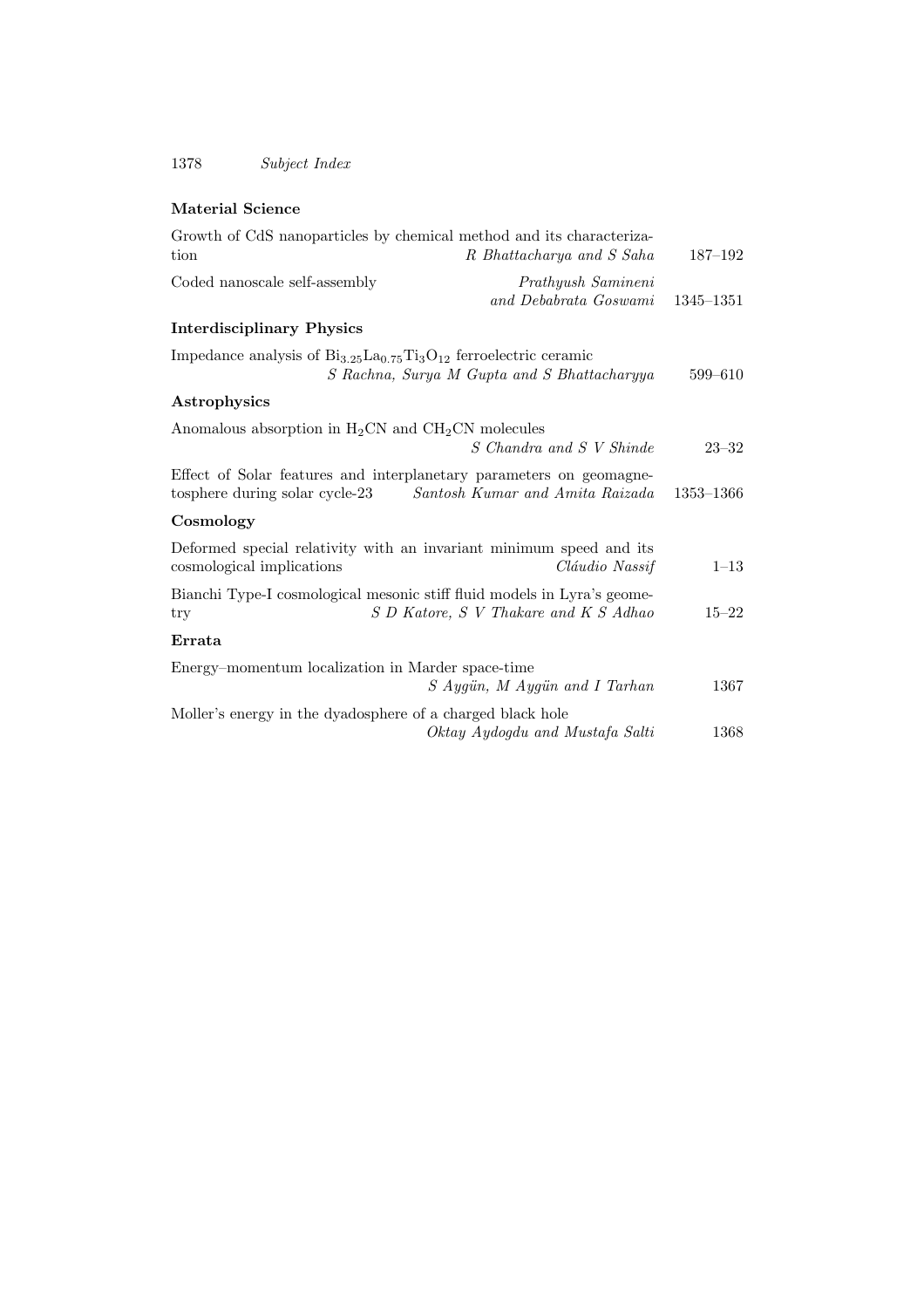## Material Science

Growth of CdS nanoparticles by chemical method and its characterization *R Bhattacharya and S Saha* 187–192

Coded nanoscale self-assembly *Prathyush Samineni and Debabrata Goswami* 1345–1351

## Interdisciplinary Physics

Impedance analysis of $Bi_{3.25}La_{0.75}Ti_3O_{12}$ ferroelectric ceramic *S Rachna, Surya M Gupta and S Bhattacharyya* 599–610

## Astrophysics

Anomalous absorption in $H_2CN$ and $CH_2CN$ molecules *S Chandra and S V Shinde* 23–32

Effect of Solar features and interplanetary parameters on geomagnetosphere during solar cycle-23 *Santosh Kumar and Amita Raizada* 1353–1366

## Cosmology

Deformed special relativity with an invariant minimum speed and its cosmological implications *Cláudio Nassif* 1–13

Bianchi Type-I cosmological mesonic stiff fluid models in Lyra's geometry *S D Katore, S V Thakare and K S Adhao* 15–22

## Errata

Energy–momentum localization in Marder space-time *S Aygün, M Aygün and I Tarhan* 1367

Moller's energy in the dyadosphere of a charged black hole *Oktay Aydogdu and Mustafa Salti* 1368